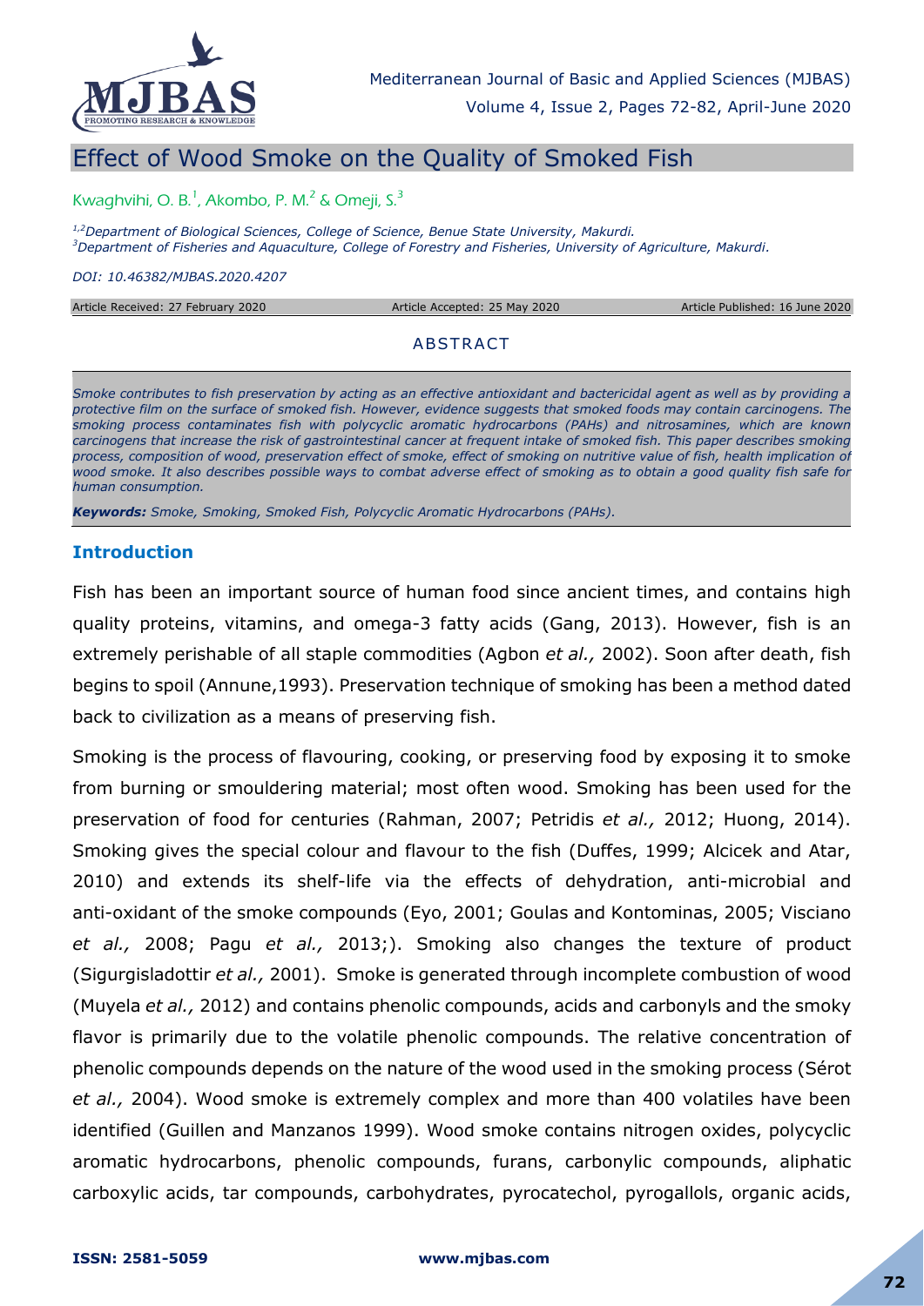# Effect of Wood Smoke on the Quality of Smoked Fish

Kwaghvihi, O. B.[1], Akombo, P. M.[2] & Omeji, S.[3]

[1,2]*Department of Biological Sciences, College of Science, Benue State University, Makurdi.*
[3]*Department of Fisheries and Aquaculture, College of Forestry and Fisheries, University of Agriculture, Makurdi.*

*DOI: 10.46382/MJBAS.2020.4207*

Article Received: 27 February 2020 | Article Accepted: 25 May 2020 | Article Published: 16 June 2020

## ABSTRACT

*Smoke contributes to fish preservation by acting as an effective antioxidant and bactericidal agent as well as by providing a protective film on the surface of smoked fish. However, evidence suggests that smoked foods may contain carcinogens. The smoking process contaminates fish with polycyclic aromatic hydrocarbons (PAHs) and nitrosamines, which are known carcinogens that increase the risk of gastrointestinal cancer at frequent intake of smoked fish. This paper describes smoking process, composition of wood, preservation effect of smoke, effect of smoking on nutritive value of fish, health implication of wood smoke. It also describes possible ways to combat adverse effect of smoking as to obtain a good quality fish safe for human consumption.*

***Keywords:*** *Smoke, Smoking, Smoked Fish, Polycyclic Aromatic Hydrocarbons (PAHs).*

## Introduction

Fish has been an important source of human food since ancient times, and contains high quality proteins, vitamins, and omega-3 fatty acids (Gang, 2013). However, fish is an extremely perishable of all staple commodities (Agbon *et al.,* 2002). Soon after death, fish begins to spoil (Annune,1993). Preservation technique of smoking has been a method dated back to civilization as a means of preserving fish.

Smoking is the process of flavouring, cooking, or preserving food by exposing it to smoke from burning or smouldering material; most often wood. Smoking has been used for the preservation of food for centuries (Rahman, 2007; Petridis *et al.,* 2012; Huong, 2014). Smoking gives the special colour and flavour to the fish (Duffes, 1999; Alcicek and Atar, 2010) and extends its shelf-life via the effects of dehydration, anti-microbial and anti-oxidant of the smoke compounds (Eyo, 2001; Goulas and Kontominas, 2005; Visciano *et al.,* 2008; Pagu *et al.,* 2013;). Smoking also changes the texture of product (Sigurgisladottir *et al.,* 2001). Smoke is generated through incomplete combustion of wood (Muyela *et al.,* 2012) and contains phenolic compounds, acids and carbonyls and the smoky flavor is primarily due to the volatile phenolic compounds. The relative concentration of phenolic compounds depends on the nature of the wood used in the smoking process (Sérot *et al.,* 2004). Wood smoke is extremely complex and more than 400 volatiles have been identified (Guillen and Manzanos 1999). Wood smoke contains nitrogen oxides, polycyclic aromatic hydrocarbons, phenolic compounds, furans, carbonylic compounds, aliphatic carboxylic acids, tar compounds, carbohydrates, pyrocatechol, pyrogallols, organic acids,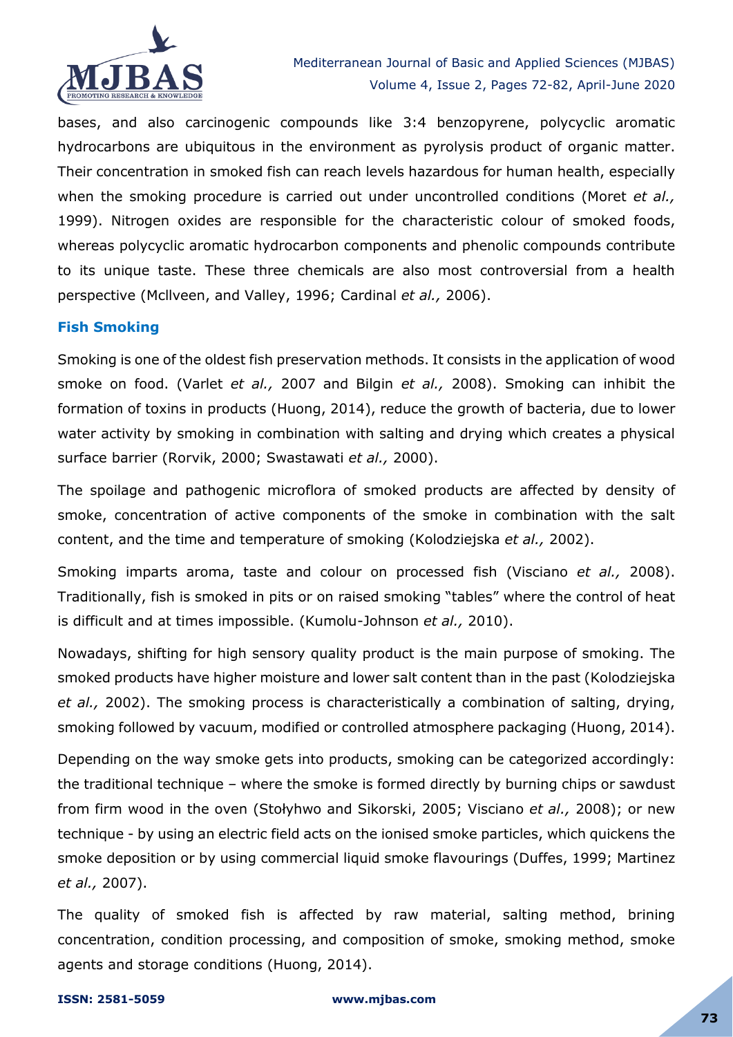bases, and also carcinogenic compounds like 3:4 benzopyrene, polycyclic aromatic hydrocarbons are ubiquitous in the environment as pyrolysis product of organic matter. Their concentration in smoked fish can reach levels hazardous for human health, especially when the smoking procedure is carried out under uncontrolled conditions (Moret *et al.,* 1999). Nitrogen oxides are responsible for the characteristic colour of smoked foods, whereas polycyclic aromatic hydrocarbon components and phenolic compounds contribute to its unique taste. These three chemicals are also most controversial from a health perspective (McIlveen, and Valley, 1996; Cardinal *et al.,* 2006).

### Fish Smoking

Smoking is one of the oldest fish preservation methods. It consists in the application of wood smoke on food. (Varlet *et al.,* 2007 and Bilgin *et al.,* 2008). Smoking can inhibit the formation of toxins in products (Huong, 2014), reduce the growth of bacteria, due to lower water activity by smoking in combination with salting and drying which creates a physical surface barrier (Rorvik, 2000; Swastawati *et al.,* 2000).

The spoilage and pathogenic microflora of smoked products are affected by density of smoke, concentration of active components of the smoke in combination with the salt content, and the time and temperature of smoking (Kolodziejska *et al.,* 2002).

Smoking imparts aroma, taste and colour on processed fish (Visciano *et al.,* 2008). Traditionally, fish is smoked in pits or on raised smoking "tables" where the control of heat is difficult and at times impossible. (Kumolu-Johnson *et al.,* 2010).

Nowadays, shifting for high sensory quality product is the main purpose of smoking. The smoked products have higher moisture and lower salt content than in the past (Kolodziejska *et al.,* 2002). The smoking process is characteristically a combination of salting, drying, smoking followed by vacuum, modified or controlled atmosphere packaging (Huong, 2014).

Depending on the way smoke gets into products, smoking can be categorized accordingly: the traditional technique – where the smoke is formed directly by burning chips or sawdust from firm wood in the oven (Stołyhwo and Sikorski, 2005; Visciano *et al.,* 2008); or new technique - by using an electric field acts on the ionised smoke particles, which quickens the smoke deposition or by using commercial liquid smoke flavourings (Duffes, 1999; Martinez *et al.,* 2007).

The quality of smoked fish is affected by raw material, salting method, brining concentration, condition processing, and composition of smoke, smoking method, smoke agents and storage conditions (Huong, 2014).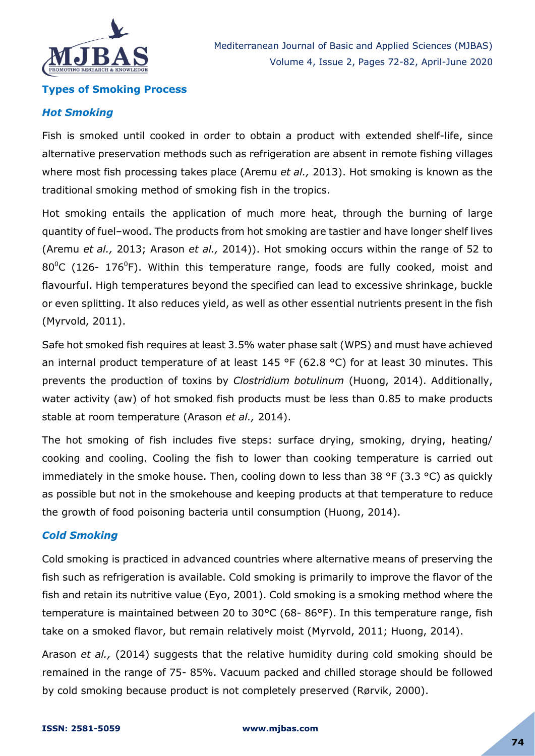## Types of Smoking Process

### *Hot Smoking*

Fish is smoked until cooked in order to obtain a product with extended shelf-life, since alternative preservation methods such as refrigeration are absent in remote fishing villages where most fish processing takes place (Aremu *et al.,* 2013). Hot smoking is known as the traditional smoking method of smoking fish in the tropics.

Hot smoking entails the application of much more heat, through the burning of large quantity of fuel–wood. The products from hot smoking are tastier and have longer shelf lives (Aremu *et al.,* 2013; Arason *et al.,* 2014)). Hot smoking occurs within the range of 52 to $80^0$C (126- $176^0$F). Within this temperature range, foods are fully cooked, moist and flavourful. High temperatures beyond the specified can lead to excessive shrinkage, buckle or even splitting. It also reduces yield, as well as other essential nutrients present in the fish (Myrvold, 2011).

Safe hot smoked fish requires at least 3.5% water phase salt (WPS) and must have achieved an internal product temperature of at least 145 °F (62.8 °C) for at least 30 minutes. This prevents the production of toxins by *Clostridium botulinum* (Huong, 2014). Additionally, water activity (aw) of hot smoked fish products must be less than 0.85 to make products stable at room temperature (Arason *et al.,* 2014).

The hot smoking of fish includes five steps: surface drying, smoking, drying, heating/ cooking and cooling. Cooling the fish to lower than cooking temperature is carried out immediately in the smoke house. Then, cooling down to less than 38 °F (3.3 °C) as quickly as possible but not in the smokehouse and keeping products at that temperature to reduce the growth of food poisoning bacteria until consumption (Huong, 2014).

### *Cold Smoking*

Cold smoking is practiced in advanced countries where alternative means of preserving the fish such as refrigeration is available. Cold smoking is primarily to improve the flavor of the fish and retain its nutritive value (Eyo, 2001). Cold smoking is a smoking method where the temperature is maintained between 20 to 30°C (68- 86°F). In this temperature range, fish take on a smoked flavor, but remain relatively moist (Myrvold, 2011; Huong, 2014).

Arason *et al.,* (2014) suggests that the relative humidity during cold smoking should be remained in the range of 75- 85%. Vacuum packed and chilled storage should be followed by cold smoking because product is not completely preserved (Rørvik, 2000).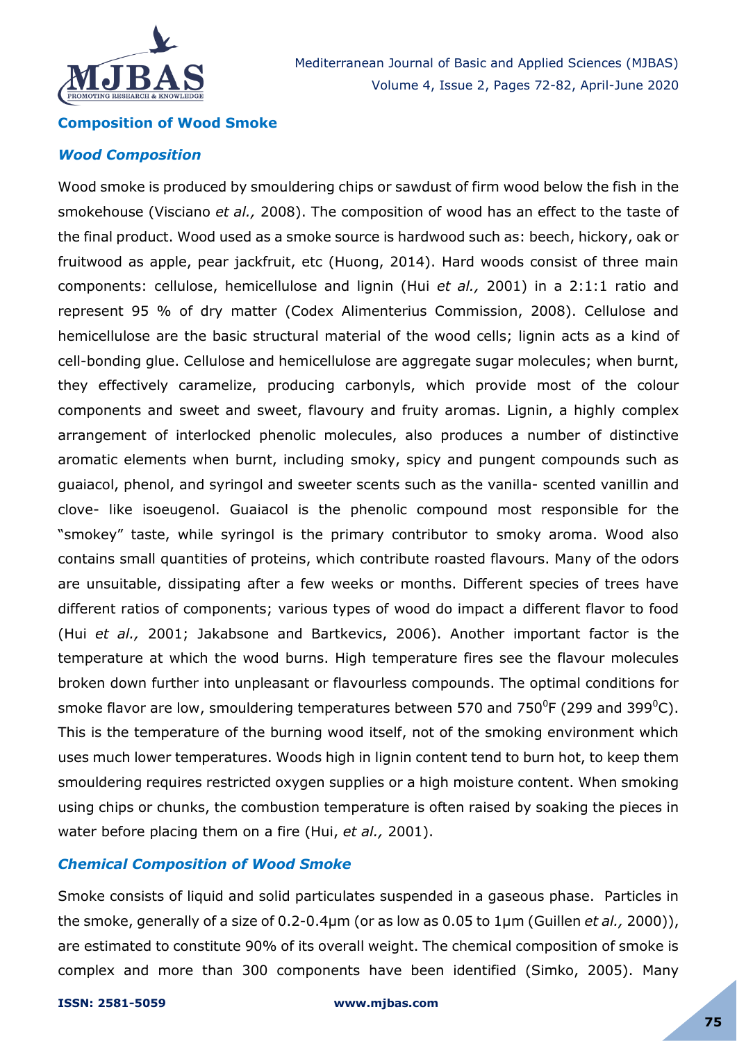## Composition of Wood Smoke

### *Wood Composition*

Wood smoke is produced by smouldering chips or sawdust of firm wood below the fish in the smokehouse (Visciano *et al.,* 2008). The composition of wood has an effect to the taste of the final product. Wood used as a smoke source is hardwood such as: beech, hickory, oak or fruitwood as apple, pear jackfruit, etc (Huong, 2014). Hard woods consist of three main components: cellulose, hemicellulose and lignin (Hui *et al.,* 2001) in a 2:1:1 ratio and represent 95 % of dry matter (Codex Alimenterius Commission, 2008). Cellulose and hemicellulose are the basic structural material of the wood cells; lignin acts as a kind of cell-bonding glue. Cellulose and hemicellulose are aggregate sugar molecules; when burnt, they effectively caramelize, producing carbonyls, which provide most of the colour components and sweet and sweet, flavoury and fruity aromas. Lignin, a highly complex arrangement of interlocked phenolic molecules, also produces a number of distinctive aromatic elements when burnt, including smoky, spicy and pungent compounds such as guaiacol, phenol, and syringol and sweeter scents such as the vanilla- scented vanillin and clove- like isoeugenol. Guaiacol is the phenolic compound most responsible for the "smokey" taste, while syringol is the primary contributor to smoky aroma. Wood also contains small quantities of proteins, which contribute roasted flavours. Many of the odors are unsuitable, dissipating after a few weeks or months. Different species of trees have different ratios of components; various types of wood do impact a different flavor to food (Hui *et al.,* 2001; Jakabsone and Bartkevics, 2006). Another important factor is the temperature at which the wood burns. High temperature fires see the flavour molecules broken down further into unpleasant or flavourless compounds. The optimal conditions for smoke flavor are low, smouldering temperatures between 570 and 750$^{0}$F (299 and 399$^{0}$C). This is the temperature of the burning wood itself, not of the smoking environment which uses much lower temperatures. Woods high in lignin content tend to burn hot, to keep them smouldering requires restricted oxygen supplies or a high moisture content. When smoking using chips or chunks, the combustion temperature is often raised by soaking the pieces in water before placing them on a fire (Hui, *et al.,* 2001).

### *Chemical Composition of Wood Smoke*

Smoke consists of liquid and solid particulates suspended in a gaseous phase. Particles in the smoke, generally of a size of 0.2-0.4μm (or as low as 0.05 to 1μm (Guillen *et al.,* 2000)), are estimated to constitute 90% of its overall weight. The chemical composition of smoke is complex and more than 300 components have been identified (Simko, 2005). Many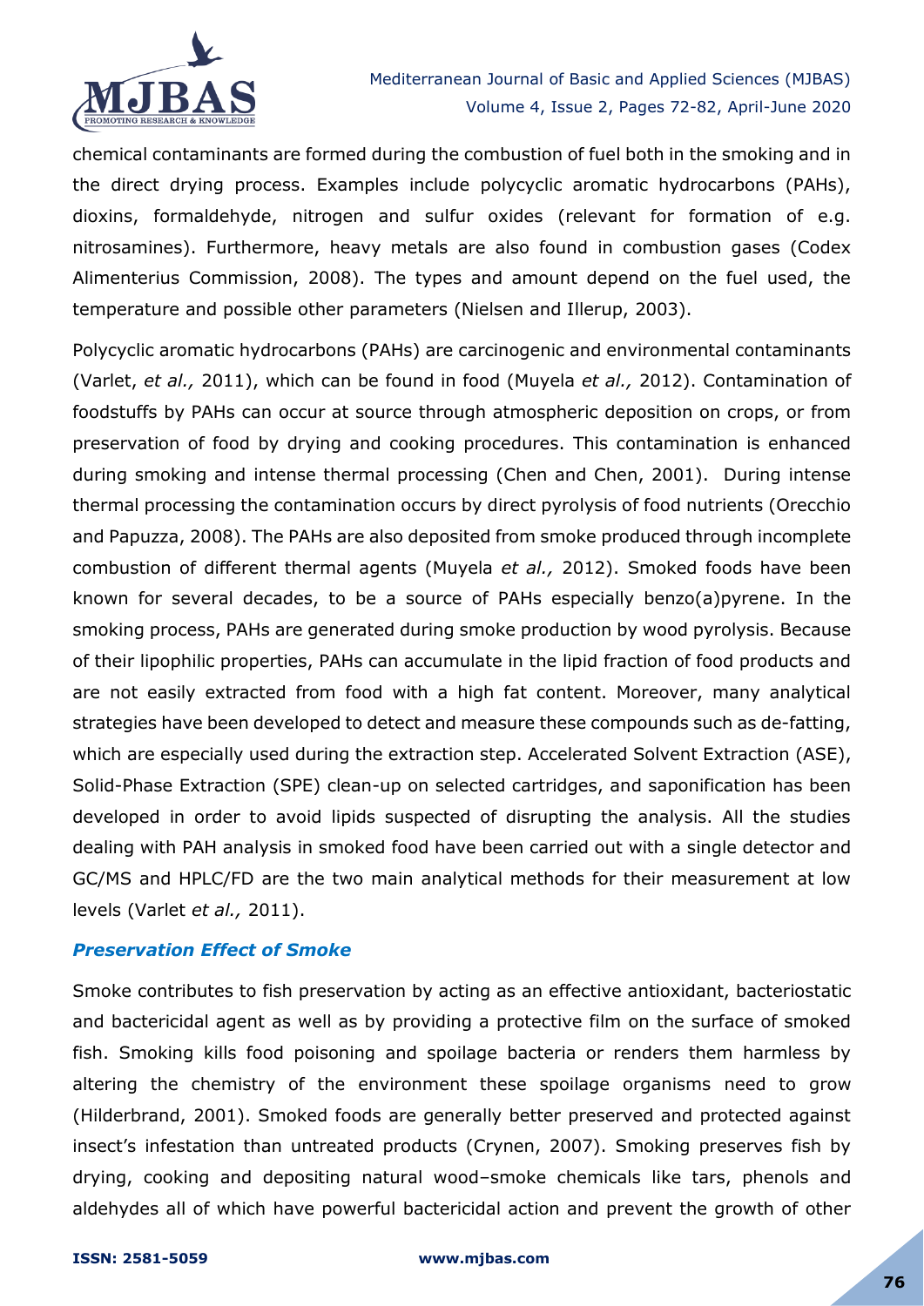chemical contaminants are formed during the combustion of fuel both in the smoking and in the direct drying process. Examples include polycyclic aromatic hydrocarbons (PAHs), dioxins, formaldehyde, nitrogen and sulfur oxides (relevant for formation of e.g. nitrosamines). Furthermore, heavy metals are also found in combustion gases (Codex Alimenterius Commission, 2008). The types and amount depend on the fuel used, the temperature and possible other parameters (Nielsen and Illerup, 2003).

Polycyclic aromatic hydrocarbons (PAHs) are carcinogenic and environmental contaminants (Varlet, *et al.,* 2011), which can be found in food (Muyela *et al.,* 2012). Contamination of foodstuffs by PAHs can occur at source through atmospheric deposition on crops, or from preservation of food by drying and cooking procedures. This contamination is enhanced during smoking and intense thermal processing (Chen and Chen, 2001). During intense thermal processing the contamination occurs by direct pyrolysis of food nutrients (Orecchio and Papuzza, 2008). The PAHs are also deposited from smoke produced through incomplete combustion of different thermal agents (Muyela *et al.,* 2012). Smoked foods have been known for several decades, to be a source of PAHs especially benzo(a)pyrene. In the smoking process, PAHs are generated during smoke production by wood pyrolysis. Because of their lipophilic properties, PAHs can accumulate in the lipid fraction of food products and are not easily extracted from food with a high fat content. Moreover, many analytical strategies have been developed to detect and measure these compounds such as de-fatting, which are especially used during the extraction step. Accelerated Solvent Extraction (ASE), Solid-Phase Extraction (SPE) clean-up on selected cartridges, and saponification has been developed in order to avoid lipids suspected of disrupting the analysis. All the studies dealing with PAH analysis in smoked food have been carried out with a single detector and GC/MS and HPLC/FD are the two main analytical methods for their measurement at low levels (Varlet *et al.,* 2011).

### *Preservation Effect of Smoke*

Smoke contributes to fish preservation by acting as an effective antioxidant, bacteriostatic and bactericidal agent as well as by providing a protective film on the surface of smoked fish. Smoking kills food poisoning and spoilage bacteria or renders them harmless by altering the chemistry of the environment these spoilage organisms need to grow (Hilderbrand, 2001). Smoked foods are generally better preserved and protected against insect's infestation than untreated products (Crynen, 2007). Smoking preserves fish by drying, cooking and depositing natural wood–smoke chemicals like tars, phenols and aldehydes all of which have powerful bactericidal action and prevent the growth of other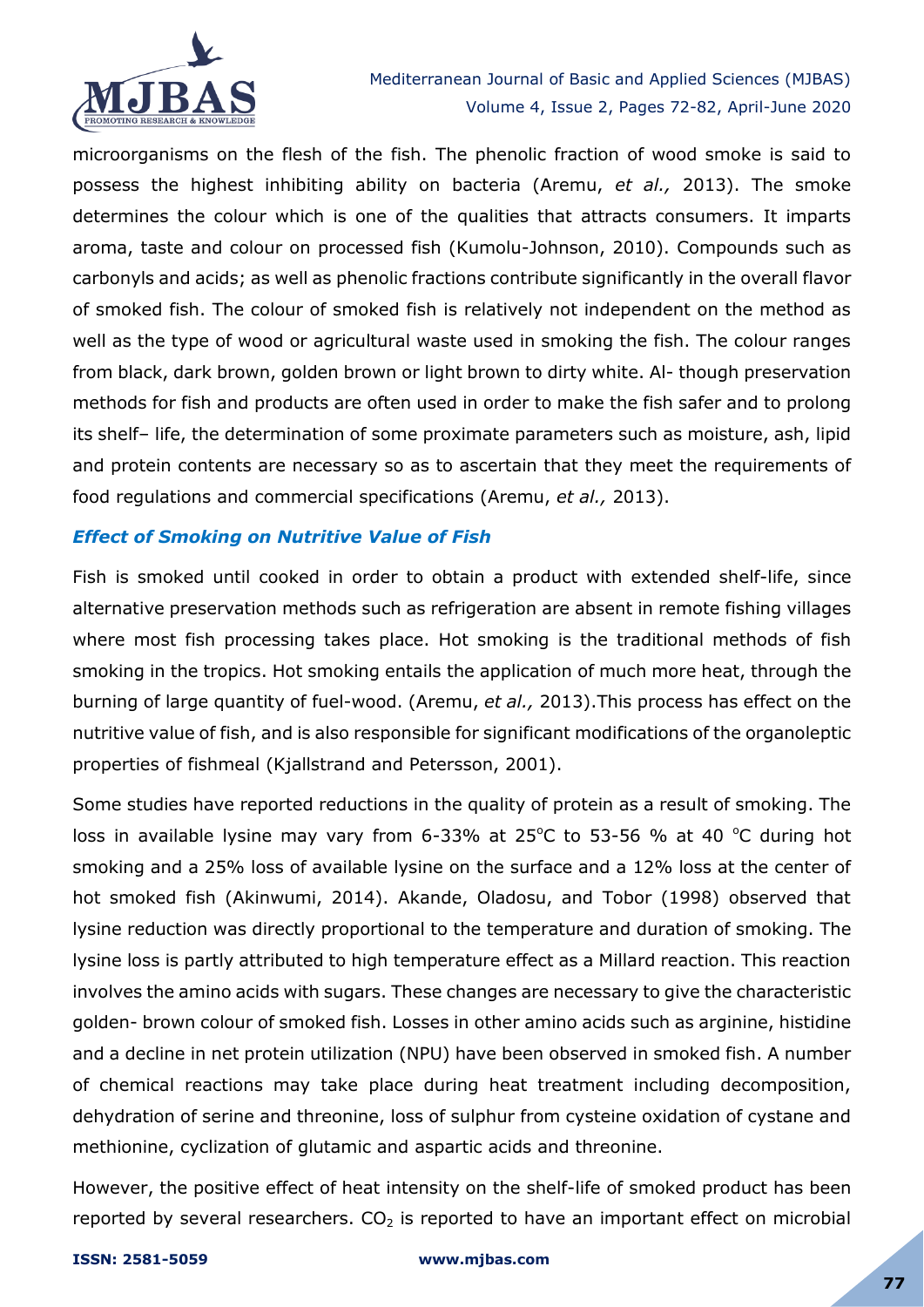microorganisms on the flesh of the fish. The phenolic fraction of wood smoke is said to possess the highest inhibiting ability on bacteria (Aremu, *et al.,* 2013). The smoke determines the colour which is one of the qualities that attracts consumers. It imparts aroma, taste and colour on processed fish (Kumolu-Johnson, 2010). Compounds such as carbonyls and acids; as well as phenolic fractions contribute significantly in the overall flavor of smoked fish. The colour of smoked fish is relatively not independent on the method as well as the type of wood or agricultural waste used in smoking the fish. The colour ranges from black, dark brown, golden brown or light brown to dirty white. Al- though preservation methods for fish and products are often used in order to make the fish safer and to prolong its shelf– life, the determination of some proximate parameters such as moisture, ash, lipid and protein contents are necessary so as to ascertain that they meet the requirements of food regulations and commercial specifications (Aremu, *et al.,* 2013).

### *Effect of Smoking on Nutritive Value of Fish*

Fish is smoked until cooked in order to obtain a product with extended shelf-life, since alternative preservation methods such as refrigeration are absent in remote fishing villages where most fish processing takes place. Hot smoking is the traditional methods of fish smoking in the tropics. Hot smoking entails the application of much more heat, through the burning of large quantity of fuel-wood. (Aremu, *et al.,* 2013).This process has effect on the nutritive value of fish, and is also responsible for significant modifications of the organoleptic properties of fishmeal (Kjallstrand and Petersson, 2001).

Some studies have reported reductions in the quality of protein as a result of smoking. The loss in available lysine may vary from 6-33% at 25°C to 53-56 % at 40 °C during hot smoking and a 25% loss of available lysine on the surface and a 12% loss at the center of hot smoked fish (Akinwumi, 2014). Akande, Oladosu, and Tobor (1998) observed that lysine reduction was directly proportional to the temperature and duration of smoking. The lysine loss is partly attributed to high temperature effect as a Millard reaction. This reaction involves the amino acids with sugars. These changes are necessary to give the characteristic golden- brown colour of smoked fish. Losses in other amino acids such as arginine, histidine and a decline in net protein utilization (NPU) have been observed in smoked fish. A number of chemical reactions may take place during heat treatment including decomposition, dehydration of serine and threonine, loss of sulphur from cysteine oxidation of cystane and methionine, cyclization of glutamic and aspartic acids and threonine.

However, the positive effect of heat intensity on the shelf-life of smoked product has been reported by several researchers. $CO_2$ is reported to have an important effect on microbial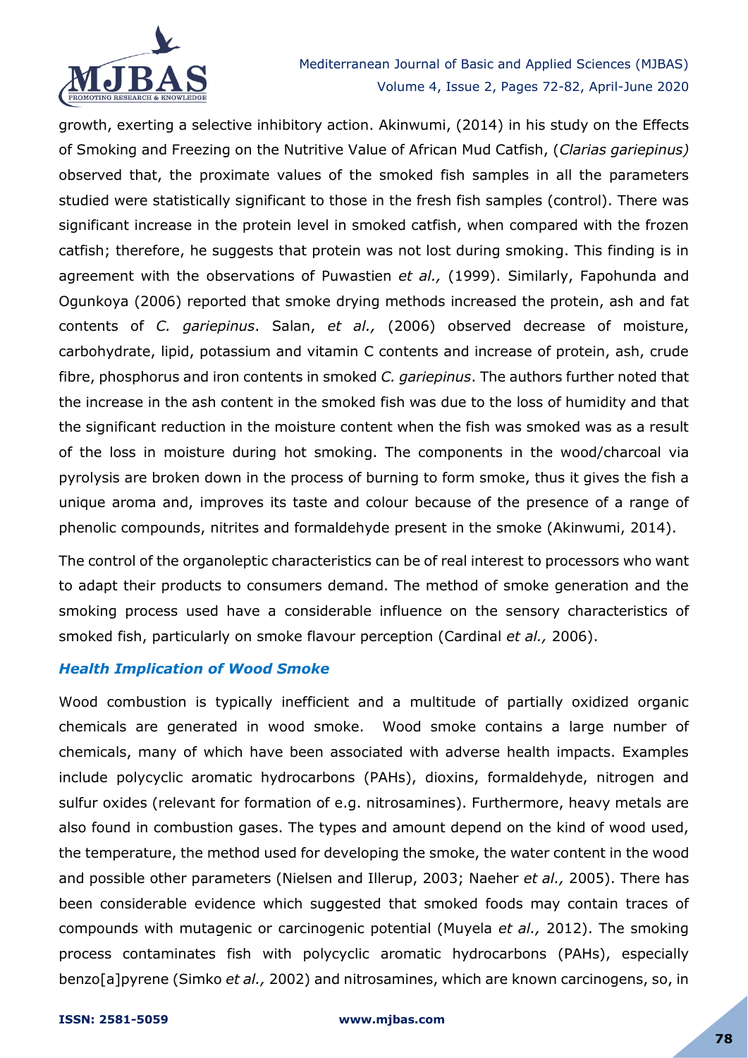growth, exerting a selective inhibitory action. Akinwumi, (2014) in his study on the Effects of Smoking and Freezing on the Nutritive Value of African Mud Catfish, (*Clarias gariepinus)* observed that, the proximate values of the smoked fish samples in all the parameters studied were statistically significant to those in the fresh fish samples (control). There was significant increase in the protein level in smoked catfish, when compared with the frozen catfish; therefore, he suggests that protein was not lost during smoking. This finding is in agreement with the observations of Puwastien *et al.,* (1999). Similarly, Fapohunda and Ogunkoya (2006) reported that smoke drying methods increased the protein, ash and fat contents of *C. gariepinus*. Salan, *et al.,* (2006) observed decrease of moisture, carbohydrate, lipid, potassium and vitamin C contents and increase of protein, ash, crude fibre, phosphorus and iron contents in smoked *C. gariepinus*. The authors further noted that the increase in the ash content in the smoked fish was due to the loss of humidity and that the significant reduction in the moisture content when the fish was smoked was as a result of the loss in moisture during hot smoking. The components in the wood/charcoal via pyrolysis are broken down in the process of burning to form smoke, thus it gives the fish a unique aroma and, improves its taste and colour because of the presence of a range of phenolic compounds, nitrites and formaldehyde present in the smoke (Akinwumi, 2014).

The control of the organoleptic characteristics can be of real interest to processors who want to adapt their products to consumers demand. The method of smoke generation and the smoking process used have a considerable influence on the sensory characteristics of smoked fish, particularly on smoke flavour perception (Cardinal *et al.,* 2006).

### *Health Implication of Wood Smoke*

Wood combustion is typically inefficient and a multitude of partially oxidized organic chemicals are generated in wood smoke. Wood smoke contains a large number of chemicals, many of which have been associated with adverse health impacts. Examples include polycyclic aromatic hydrocarbons (PAHs), dioxins, formaldehyde, nitrogen and sulfur oxides (relevant for formation of e.g. nitrosamines). Furthermore, heavy metals are also found in combustion gases. The types and amount depend on the kind of wood used, the temperature, the method used for developing the smoke, the water content in the wood and possible other parameters (Nielsen and Illerup, 2003; Naeher *et al.,* 2005). There has been considerable evidence which suggested that smoked foods may contain traces of compounds with mutagenic or carcinogenic potential (Muyela *et al.,* 2012). The smoking process contaminates fish with polycyclic aromatic hydrocarbons (PAHs), especially benzo[a]pyrene (Simko *et al.,* 2002) and nitrosamines, which are known carcinogens, so, in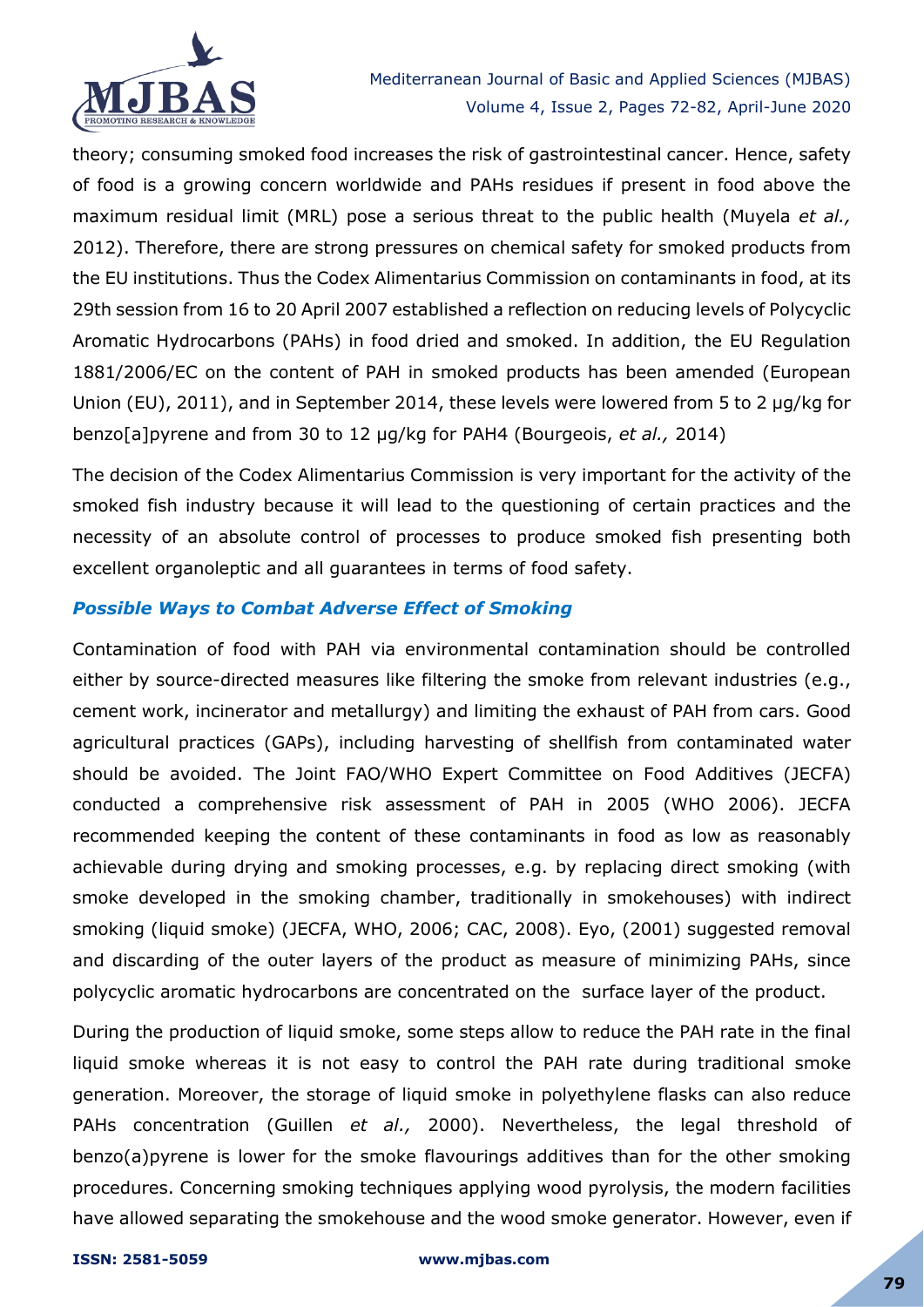theory; consuming smoked food increases the risk of gastrointestinal cancer. Hence, safety of food is a growing concern worldwide and PAHs residues if present in food above the maximum residual limit (MRL) pose a serious threat to the public health (Muyela *et al.,* 2012). Therefore, there are strong pressures on chemical safety for smoked products from the EU institutions. Thus the Codex Alimentarius Commission on contaminants in food, at its 29th session from 16 to 20 April 2007 established a reflection on reducing levels of Polycyclic Aromatic Hydrocarbons (PAHs) in food dried and smoked. In addition, the EU Regulation 1881/2006/EC on the content of PAH in smoked products has been amended (European Union (EU), 2011), and in September 2014, these levels were lowered from 5 to 2 μg/kg for benzo[a]pyrene and from 30 to 12 μg/kg for PAH4 (Bourgeois, *et al.,* 2014)

The decision of the Codex Alimentarius Commission is very important for the activity of the smoked fish industry because it will lead to the questioning of certain practices and the necessity of an absolute control of processes to produce smoked fish presenting both excellent organoleptic and all guarantees in terms of food safety.

### *Possible Ways to Combat Adverse Effect of Smoking*

Contamination of food with PAH via environmental contamination should be controlled either by source-directed measures like filtering the smoke from relevant industries (e.g., cement work, incinerator and metallurgy) and limiting the exhaust of PAH from cars. Good agricultural practices (GAPs), including harvesting of shellfish from contaminated water should be avoided. The Joint FAO/WHO Expert Committee on Food Additives (JECFA) conducted a comprehensive risk assessment of PAH in 2005 (WHO 2006). JECFA recommended keeping the content of these contaminants in food as low as reasonably achievable during drying and smoking processes, e.g. by replacing direct smoking (with smoke developed in the smoking chamber, traditionally in smokehouses) with indirect smoking (liquid smoke) (JECFA, WHO, 2006; CAC, 2008). Eyo, (2001) suggested removal and discarding of the outer layers of the product as measure of minimizing PAHs, since polycyclic aromatic hydrocarbons are concentrated on the surface layer of the product.

During the production of liquid smoke, some steps allow to reduce the PAH rate in the final liquid smoke whereas it is not easy to control the PAH rate during traditional smoke generation. Moreover, the storage of liquid smoke in polyethylene flasks can also reduce PAHs concentration (Guillen *et al.,* 2000). Nevertheless, the legal threshold of benzo(a)pyrene is lower for the smoke flavourings additives than for the other smoking procedures. Concerning smoking techniques applying wood pyrolysis, the modern facilities have allowed separating the smokehouse and the wood smoke generator. However, even if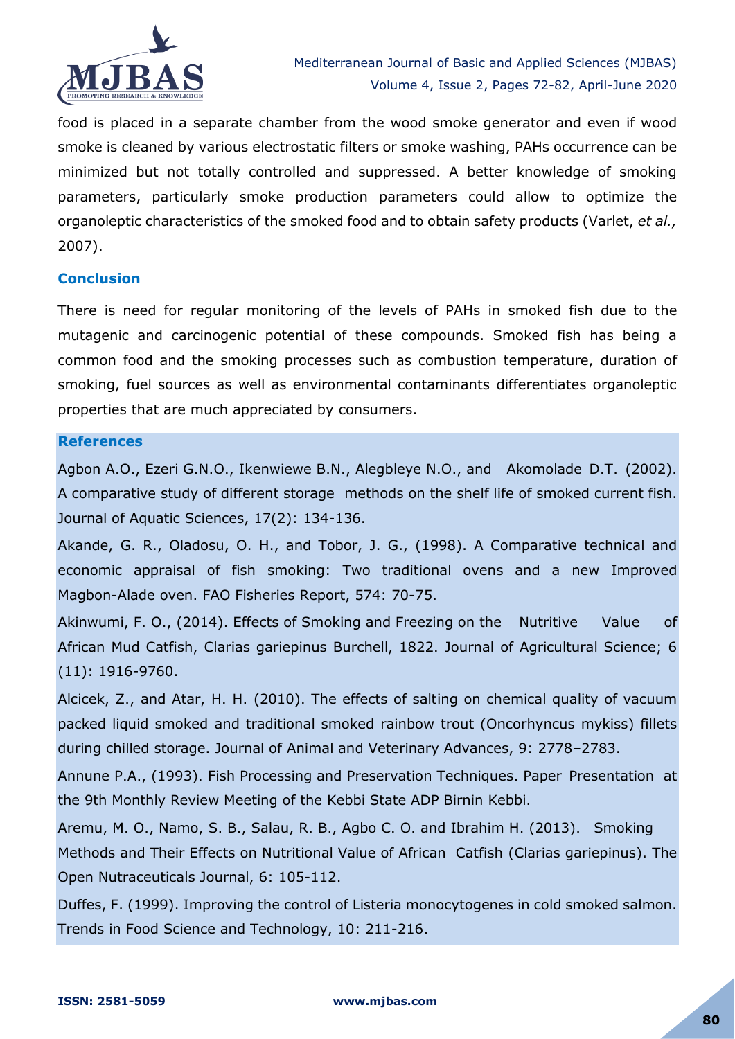food is placed in a separate chamber from the wood smoke generator and even if wood smoke is cleaned by various electrostatic filters or smoke washing, PAHs occurrence can be minimized but not totally controlled and suppressed. A better knowledge of smoking parameters, particularly smoke production parameters could allow to optimize the organoleptic characteristics of the smoked food and to obtain safety products (Varlet, *et al.,* 2007).

## Conclusion

There is need for regular monitoring of the levels of PAHs in smoked fish due to the mutagenic and carcinogenic potential of these compounds. Smoked fish has being a common food and the smoking processes such as combustion temperature, duration of smoking, fuel sources as well as environmental contaminants differentiates organoleptic properties that are much appreciated by consumers.

## References

Agbon A.O., Ezeri G.N.O., Ikenwiewe B.N., Alegbleye N.O., and Akomolade D.T. (2002). A comparative study of different storage methods on the shelf life of smoked current fish. Journal of Aquatic Sciences, 17(2): 134-136.

Akande, G. R., Oladosu, O. H., and Tobor, J. G., (1998). A Comparative technical and economic appraisal of fish smoking: Two traditional ovens and a new Improved Magbon-Alade oven. FAO Fisheries Report, 574: 70-75.

Akinwumi, F. O., (2014). Effects of Smoking and Freezing on the Nutritive Value of African Mud Catfish, Clarias gariepinus Burchell, 1822. Journal of Agricultural Science; 6 (11): 1916-9760.

Alcicek, Z., and Atar, H. H. (2010). The effects of salting on chemical quality of vacuum packed liquid smoked and traditional smoked rainbow trout (Oncorhyncus mykiss) fillets during chilled storage. Journal of Animal and Veterinary Advances, 9: 2778–2783.

Annune P.A., (1993). Fish Processing and Preservation Techniques. Paper Presentation at the 9th Monthly Review Meeting of the Kebbi State ADP Birnin Kebbi.

Aremu, M. O., Namo, S. B., Salau, R. B., Agbo C. O. and Ibrahim H. (2013). Smoking Methods and Their Effects on Nutritional Value of African Catfish (Clarias gariepinus). The Open Nutraceuticals Journal, 6: 105-112.

Duffes, F. (1999). Improving the control of Listeria monocytogenes in cold smoked salmon. Trends in Food Science and Technology, 10: 211-216.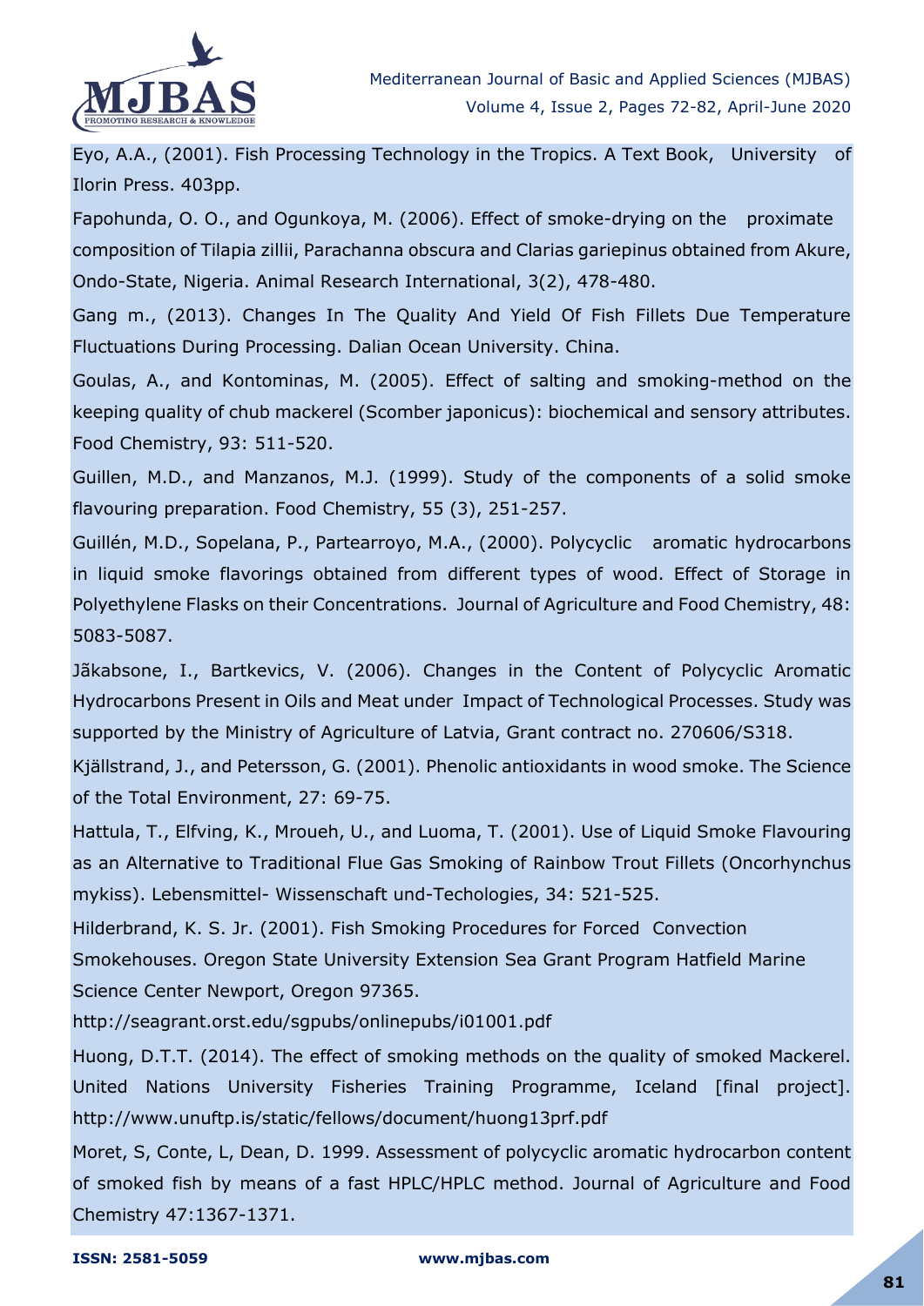Eyo, A.A., (2001). Fish Processing Technology in the Tropics. A Text Book, University of Ilorin Press. 403pp.

Fapohunda, O. O., and Ogunkoya, M. (2006). Effect of smoke-drying on the proximate composition of Tilapia zillii, Parachanna obscura and Clarias gariepinus obtained from Akure, Ondo-State, Nigeria. Animal Research International, 3(2), 478-480.

Gang m., (2013). Changes In The Quality And Yield Of Fish Fillets Due Temperature Fluctuations During Processing. Dalian Ocean University. China.

Goulas, A., and Kontominas, M. (2005). Effect of salting and smoking-method on the keeping quality of chub mackerel (Scomber japonicus): biochemical and sensory attributes. Food Chemistry, 93: 511-520.

Guillen, M.D., and Manzanos, M.J. (1999). Study of the components of a solid smoke flavouring preparation. Food Chemistry, 55 (3), 251-257.

Guillén, M.D., Sopelana, P., Partearroyo, M.A., (2000). Polycyclic aromatic hydrocarbons in liquid smoke flavorings obtained from different types of wood. Effect of Storage in Polyethylene Flasks on their Concentrations. Journal of Agriculture and Food Chemistry, 48: 5083-5087.

Jãkabsone, I., Bartkevics, V. (2006). Changes in the Content of Polycyclic Aromatic Hydrocarbons Present in Oils and Meat under Impact of Technological Processes. Study was supported by the Ministry of Agriculture of Latvia, Grant contract no. 270606/S318.

Kjällstrand, J., and Petersson, G. (2001). Phenolic antioxidants in wood smoke. The Science of the Total Environment, 27: 69-75.

Hattula, T., Elfving, K., Mroueh, U., and Luoma, T. (2001). Use of Liquid Smoke Flavouring as an Alternative to Traditional Flue Gas Smoking of Rainbow Trout Fillets (Oncorhynchus mykiss). Lebensmittel- Wissenschaft und-Techologies, 34: 521-525.

Hilderbrand, K. S. Jr. (2001). Fish Smoking Procedures for Forced Convection Smokehouses. Oregon State University Extension Sea Grant Program Hatfield Marine Science Center Newport, Oregon 97365.
http://seagrant.orst.edu/sgpubs/onlinepubs/i01001.pdf

Huong, D.T.T. (2014). The effect of smoking methods on the quality of smoked Mackerel. United Nations University Fisheries Training Programme, Iceland [final project]. http://www.unuftp.is/static/fellows/document/huong13prf.pdf

Moret, S, Conte, L, Dean, D. 1999. Assessment of polycyclic aromatic hydrocarbon content of smoked fish by means of a fast HPLC/HPLC method. Journal of Agriculture and Food Chemistry 47:1367-1371.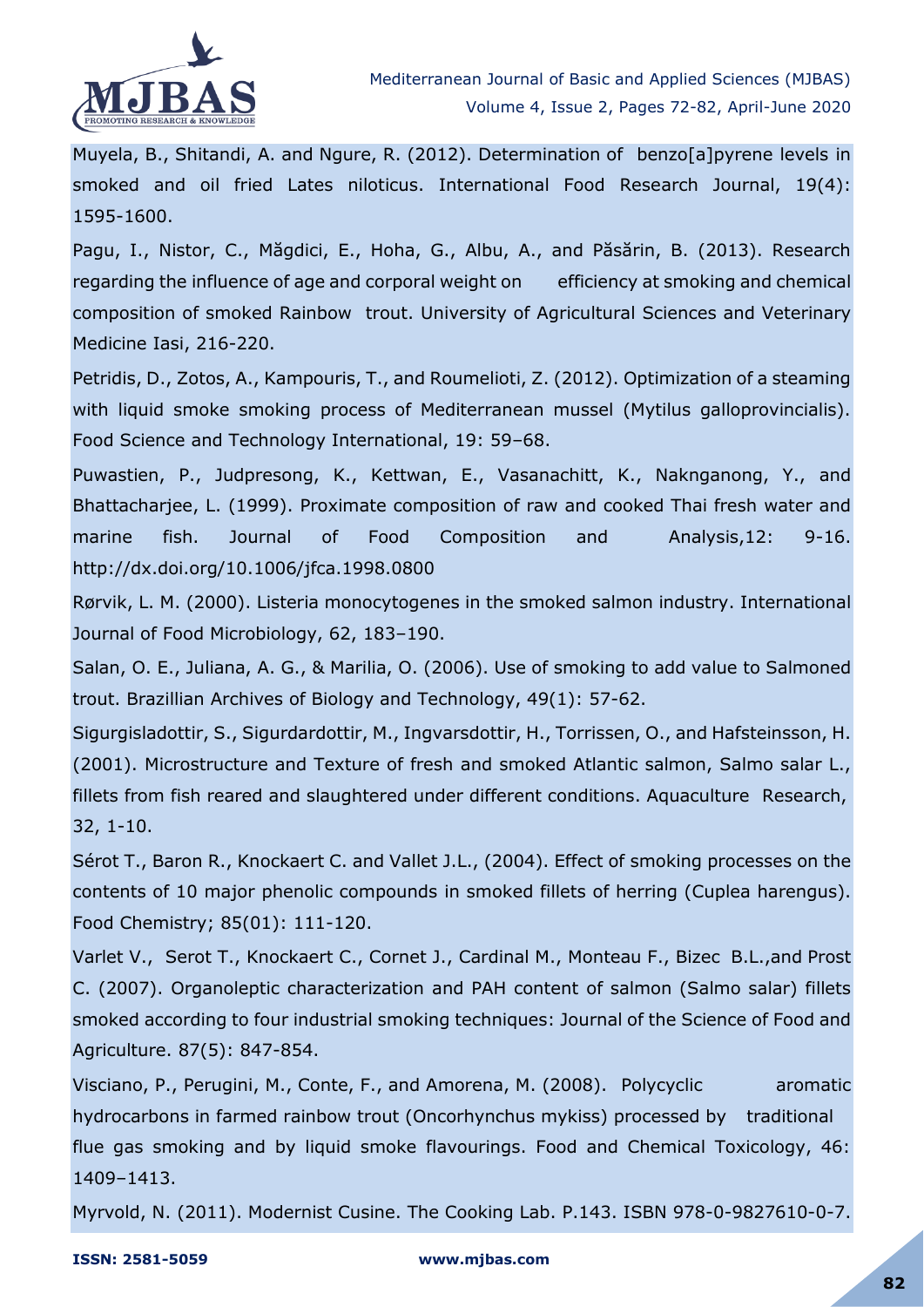Muyela, B., Shitandi, A. and Ngure, R. (2012). Determination of benzo[a]pyrene levels in smoked and oil fried Lates niloticus. International Food Research Journal, 19(4): 1595-1600.

Pagu, I., Nistor, C., Măgdici, E., Hoha, G., Albu, A., and Păsărin, B. (2013). Research regarding the influence of age and corporal weight on efficiency at smoking and chemical composition of smoked Rainbow trout. University of Agricultural Sciences and Veterinary Medicine Iasi, 216-220.

Petridis, D., Zotos, A., Kampouris, T., and Roumelioti, Z. (2012). Optimization of a steaming with liquid smoke smoking process of Mediterranean mussel (Mytilus galloprovincialis). Food Science and Technology International, 19: 59–68.

Puwastien, P., Judpresong, K., Kettwan, E., Vasanachitt, K., Nakngganong, Y., and Bhattacharjee, L. (1999). Proximate composition of raw and cooked Thai fresh water and marine fish. Journal of Food Composition and Analysis,12: 9-16. http://dx.doi.org/10.1006/jfca.1998.0800

Rørvik, L. M. (2000). Listeria monocytogenes in the smoked salmon industry. International Journal of Food Microbiology, 62, 183–190.

Salan, O. E., Juliana, A. G., & Marilia, O. (2006). Use of smoking to add value to Salmoned trout. Brazillian Archives of Biology and Technology, 49(1): 57-62.

Sigurgisladottir, S., Sigurdardottir, M., Ingvarsdottir, H., Torrissen, O., and Hafsteinsson, H. (2001). Microstructure and Texture of fresh and smoked Atlantic salmon, Salmo salar L., fillets from fish reared and slaughtered under different conditions. Aquaculture Research, 32, 1-10.

Sérot T., Baron R., Knockaert C. and Vallet J.L., (2004). Effect of smoking processes on the contents of 10 major phenolic compounds in smoked fillets of herring (Cuplea harengus). Food Chemistry; 85(01): 111-120.

Varlet V., Serot T., Knockaert C., Cornet J., Cardinal M., Monteau F., Bizec B.L.,and Prost C. (2007). Organoleptic characterization and PAH content of salmon (Salmo salar) fillets smoked according to four industrial smoking techniques: Journal of the Science of Food and Agriculture. 87(5): 847-854.

Visciano, P., Perugini, M., Conte, F., and Amorena, M. (2008). Polycyclic aromatic hydrocarbons in farmed rainbow trout (Oncorhynchus mykiss) processed by traditional flue gas smoking and by liquid smoke flavourings. Food and Chemical Toxicology, 46: 1409–1413.

Myrvold, N. (2011). Modernist Cusine. The Cooking Lab. P.143. ISBN 978-0-9827610-0-7.